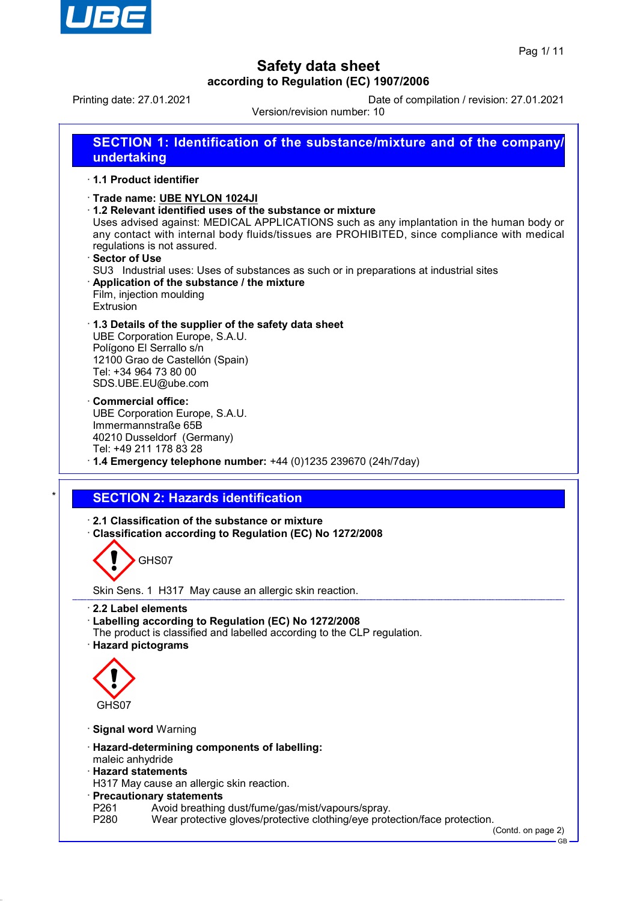# Safety data sheet
## according to Regulation (EC) 1907/2006

Printing date: 27.01.2021 | Date of compilation / revision: 27.01.2021

Version/revision number: 10

## SECTION 1: Identification of the substance/mixture and of the company/ undertaking

· **1.1 Product identifier**

· **Trade name: UBE NYLON 1024JI**

· **1.2 Relevant identified uses of the substance or mixture**

Uses advised against: MEDICAL APPLICATIONS such as any implantation in the human body or any contact with internal body fluids/tissues are PROHIBITED, since compliance with medical regulations is not assured.

· **Sector of Use**

SU3 Industrial uses: Uses of substances as such or in preparations at industrial sites

· **Application of the substance / the mixture**

Film, injection moulding
Extrusion

· **1.3 Details of the supplier of the safety data sheet**

UBE Corporation Europe, S.A.U.
Polígono El Serrallo s/n
12100 Grao de Castellón (Spain)
Tel: +34 964 73 80 00
SDS.UBE.EU@ube.com

· **Commercial office:**

UBE Corporation Europe, S.A.U.
Immermannstraße 65B
40210 Dusseldorf (Germany)
Tel: +49 211 178 83 28

· **1.4 Emergency telephone number:** +44 (0)1235 239670 (24h/7day)

## SECTION 2: Hazards identification

· **2.1 Classification of the substance or mixture**

· **Classification according to Regulation (EC) No 1272/2008**

GHS07

Skin Sens. 1 H317 May cause an allergic skin reaction.

· **2.2 Label elements**

· **Labelling according to Regulation (EC) No 1272/2008**

The product is classified and labelled according to the CLP regulation.

· **Hazard pictograms**

GHS07

· **Signal word** Warning

· **Hazard-determining components of labelling:**

maleic anhydride

· **Hazard statements**

H317 May cause an allergic skin reaction.

· **Precautionary statements**

P261 Avoid breathing dust/fume/gas/mist/vapours/spray.
P280 Wear protective gloves/protective clothing/eye protection/face protection.

(Contd. on page 2)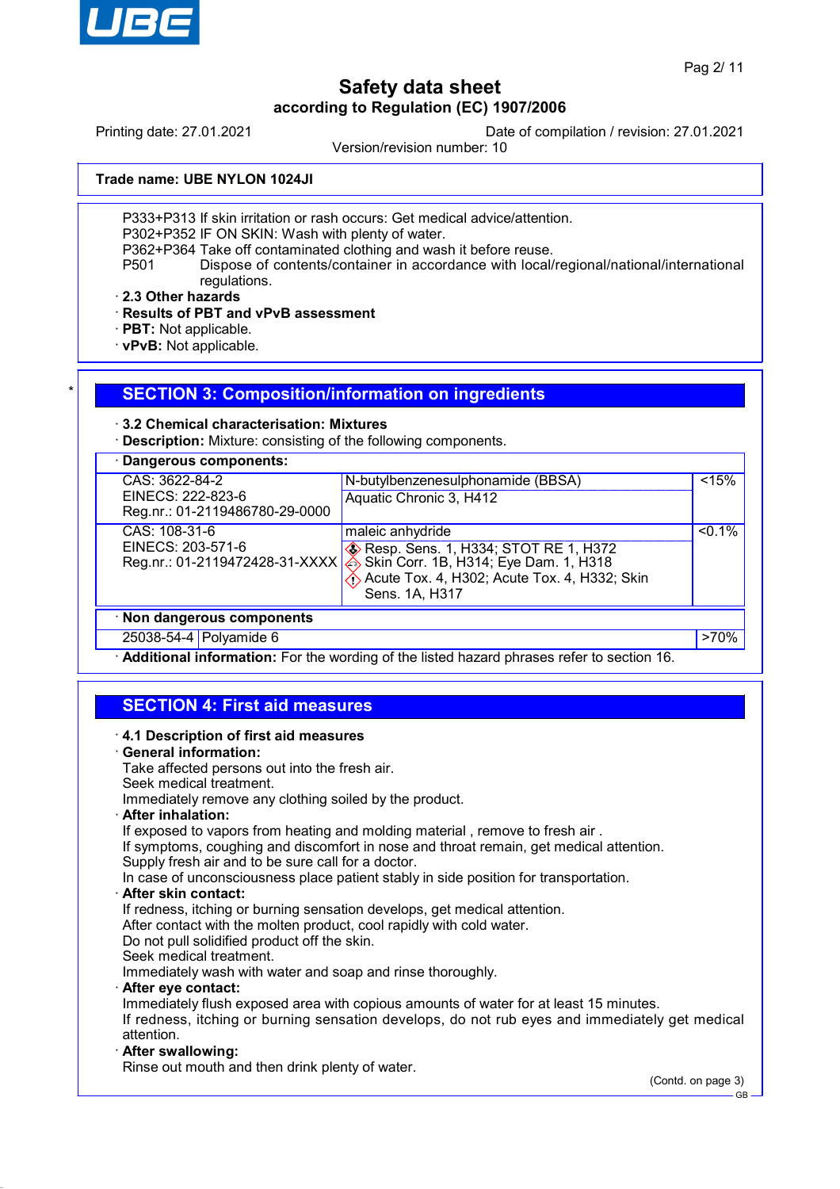Trade name: UBE NYLON 1024JI

P333+P313 If skin irritation or rash occurs: Get medical advice/attention.
P302+P352 IF ON SKIN: Wash with plenty of water.
P362+P364 Take off contaminated clothing and wash it before reuse.
P501 Dispose of contents/container in accordance with local/regional/national/international regulations.

· **2.3 Other hazards**
· **Results of PBT and vPvB assessment**
· **PBT:** Not applicable.
· **vPvB:** Not applicable.

## SECTION 3: Composition/information on ingredients

· **3.2 Chemical characterisation: Mixtures**
· **Description:** Mixture: consisting of the following components.

| · **Dangerous components:** | | |
|---|---|---|
| CAS: 3622-84-2<br>EINECS: 222-823-6<br>Reg.nr.: 01-2119486780-29-0000 | N-butylbenzenesulphonamide (BBSA)<br>Aquatic Chronic 3, H412 | <15% |
| CAS: 108-31-6<br>EINECS: 203-571-6<br>Reg.nr.: 01-2119472428-31-XXXX | maleic anhydride<br>Resp. Sens. 1, H334; STOT RE 1, H372<br>Skin Corr. 1B, H314; Eye Dam. 1, H318<br>Acute Tox. 4, H302; Acute Tox. 4, H332; Skin Sens. 1A, H317 | <0.1% |

| · **Non dangerous components** | | |
|---|---|---|
| 25038-54-4 | Polyamide 6 | >70% |

· **Additional information:** For the wording of the listed hazard phrases refer to section 16.

## SECTION 4: First aid measures

· **4.1 Description of first aid measures**
· **General information:**
Take affected persons out into the fresh air.
Seek medical treatment.
Immediately remove any clothing soiled by the product.
· **After inhalation:**
If exposed to vapors from heating and molding material , remove to fresh air .
If symptoms, coughing and discomfort in nose and throat remain, get medical attention.
Supply fresh air and to be sure call for a doctor.
In case of unconsciousness place patient stably in side position for transportation.
· **After skin contact:**
If redness, itching or burning sensation develops, get medical attention.
After contact with the molten product, cool rapidly with cold water.
Do not pull solidified product off the skin.
Seek medical treatment.
Immediately wash with water and soap and rinse thoroughly.
· **After eye contact:**
Immediately flush exposed area with copious amounts of water for at least 15 minutes.
If redness, itching or burning sensation develops, do not rub eyes and immediately get medical attention.
· **After swallowing:**
Rinse out mouth and then drink plenty of water.

(Contd. on page 3)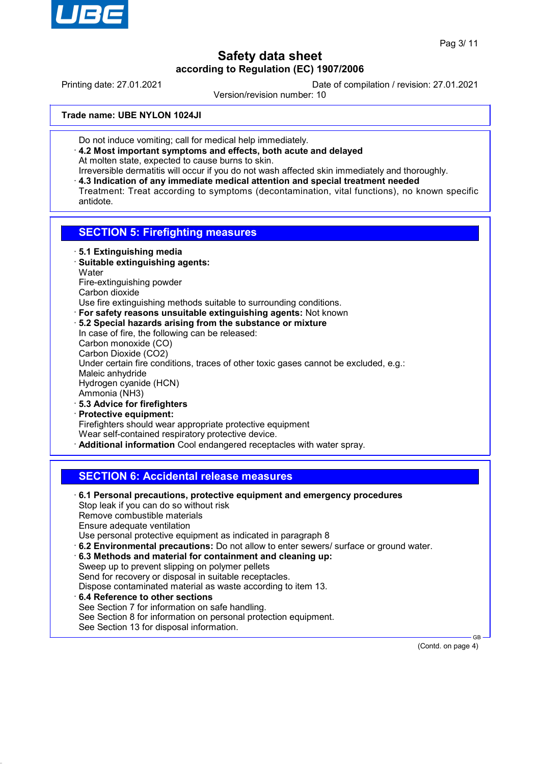Do not induce vomiting; call for medical help immediately.

· **4.2 Most important symptoms and effects, both acute and delayed**
At molten state, expected to cause burns to skin.
Irreversible dermatitis will occur if you do not wash affected skin immediately and thoroughly.

· **4.3 Indication of any immediate medical attention and special treatment needed**
Treatment: Treat according to symptoms (decontamination, vital functions), no known specific antidote.

## SECTION 5: Firefighting measures

· **5.1 Extinguishing media**

· **Suitable extinguishing agents:**
Water
Fire-extinguishing powder
Carbon dioxide
Use fire extinguishing methods suitable to surrounding conditions.

· **For safety reasons unsuitable extinguishing agents:** Not known

· **5.2 Special hazards arising from the substance or mixture**
In case of fire, the following can be released:
Carbon monoxide (CO)
Carbon Dioxide ($CO_2$)
Under certain fire conditions, traces of other toxic gases cannot be excluded, e.g.:
Maleic anhydride
Hydrogen cyanide (HCN)
Ammonia ($NH_3$)

· **5.3 Advice for firefighters**

· **Protective equipment:**
Firefighters should wear appropriate protective equipment
Wear self-contained respiratory protective device.

· **Additional information** Cool endangered receptacles with water spray.

## SECTION 6: Accidental release measures

· **6.1 Personal precautions, protective equipment and emergency procedures**
Stop leak if you can do so without risk
Remove combustible materials
Ensure adequate ventilation
Use personal protective equipment as indicated in paragraph 8

· **6.2 Environmental precautions:** Do not allow to enter sewers/ surface or ground water.

· **6.3 Methods and material for containment and cleaning up:**
Sweep up to prevent slipping on polymer pellets
Send for recovery or disposal in suitable receptacles.
Dispose contaminated material as waste according to item 13.

· **6.4 Reference to other sections**
See Section 7 for information on safe handling.
See Section 8 for information on personal protection equipment.
See Section 13 for disposal information.

(Contd. on page 4)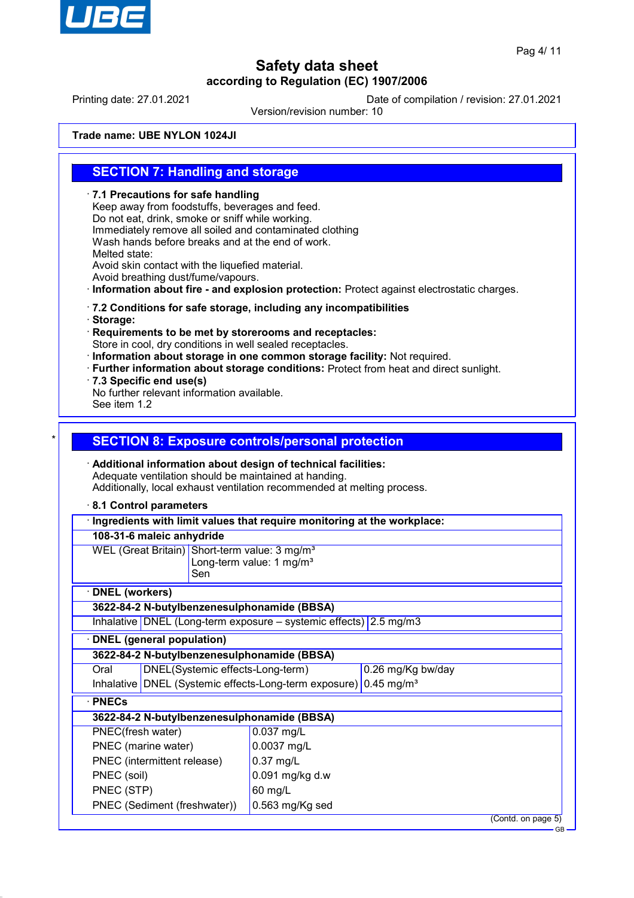**Trade name: UBE NYLON 1024JI**

## SECTION 7: Handling and storage

· **7.1 Precautions for safe handling**
Keep away from foodstuffs, beverages and feed.
Do not eat, drink, smoke or sniff while working.
Immediately remove all soiled and contaminated clothing
Wash hands before breaks and at the end of work.
Melted state:
Avoid skin contact with the liquefied material.
Avoid breathing dust/fume/vapours.
· **Information about fire - and explosion protection:** Protect against electrostatic charges.

· **7.2 Conditions for safe storage, including any incompatibilities**
· **Storage:**
· **Requirements to be met by storerooms and receptacles:**
Store in cool, dry conditions in well sealed receptacles.
· **Information about storage in one common storage facility:** Not required.
· **Further information about storage conditions:** Protect from heat and direct sunlight.
· **7.3 Specific end use(s)**
No further relevant information available.
See item 1.2

## SECTION 8: Exposure controls/personal protection

· **Additional information about design of technical facilities:**
Adequate ventilation should be maintained at handing.
Additionally, local exhaust ventilation recommended at melting process.

· **8.1 Control parameters**

| · **Ingredients with limit values that require monitoring at the workplace:** | |
|---|---|
| **108-31-6 maleic anhydride** | |
| WEL (Great Britain) | Short-term value: 3 mg/m³<br>Long-term value: 1 mg/m³<br>Sen |

| · **DNEL (workers)** | | |
|---|---|---|
| **3622-84-2 N-butylbenzenesulphonamide (BBSA)** | | |
| Inhalative | DNEL (Long-term exposure – systemic effects) | 2.5 mg/m3 |

| · **DNEL (general population)** | | |
|---|---|---|
| **3622-84-2 N-butylbenzenesulphonamide (BBSA)** | | |
| Oral | DNEL(Systemic effects-Long-term) | 0.26 mg/Kg bw/day |
| Inhalative | DNEL (Systemic effects-Long-term exposure) | 0.45 mg/m³ |

| · **PNECs** | |
|---|---|
| **3622-84-2 N-butylbenzenesulphonamide (BBSA)** | |
| PNEC(fresh water) | 0.037 mg/L |
| PNEC (marine water) | 0.0037 mg/L |
| PNEC (intermittent release) | 0.37 mg/L |
| PNEC (soil) | 0.091 mg/kg d.w |
| PNEC (STP) | 60 mg/L |
| PNEC (Sediment (freshwater)) | 0.563 mg/Kg sed |

(Contd. on page 5)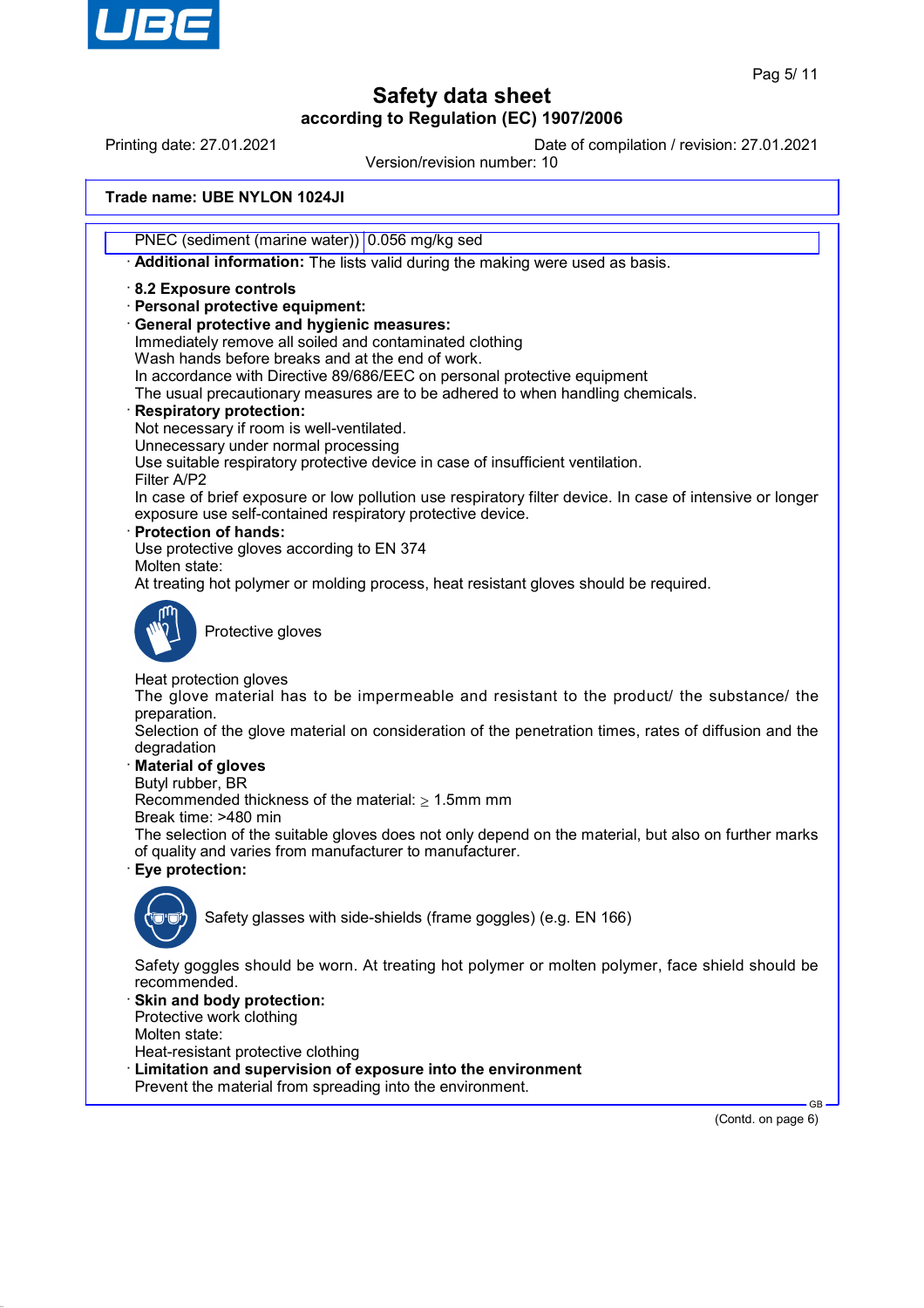Trade name: UBE NYLON 1024JI

| PNEC (sediment (marine water)) | 0.056 mg/kg sed |
|---|---|

· **Additional information:** The lists valid during the making were used as basis.

· **8.2 Exposure controls**
· **Personal protective equipment:**
· **General protective and hygienic measures:**
Immediately remove all soiled and contaminated clothing
Wash hands before breaks and at the end of work.
In accordance with Directive 89/686/EEC on personal protective equipment
The usual precautionary measures are to be adhered to when handling chemicals.
· **Respiratory protection:**
Not necessary if room is well-ventilated.
Unnecessary under normal processing
Use suitable respiratory protective device in case of insufficient ventilation.
Filter A/P2
In case of brief exposure or low pollution use respiratory filter device. In case of intensive or longer exposure use self-contained respiratory protective device.
· **Protection of hands:**
Use protective gloves according to EN 374
Molten state:
At treating hot polymer or molding process, heat resistant gloves should be required.

Protective gloves

Heat protection gloves
The glove material has to be impermeable and resistant to the product/ the substance/ the preparation.
Selection of the glove material on consideration of the penetration times, rates of diffusion and the degradation
· **Material of gloves**
Butyl rubber, BR
Recommended thickness of the material: ≥ 1.5mm mm
Break time: >480 min
The selection of the suitable gloves does not only depend on the material, but also on further marks of quality and varies from manufacturer to manufacturer.
· **Eye protection:**

Safety glasses with side-shields (frame goggles) (e.g. EN 166)

Safety goggles should be worn. At treating hot polymer or molten polymer, face shield should be recommended.
· **Skin and body protection:**
Protective work clothing
Molten state:
Heat-resistant protective clothing
· **Limitation and supervision of exposure into the environment**
Prevent the material from spreading into the environment.

(Contd. on page 6)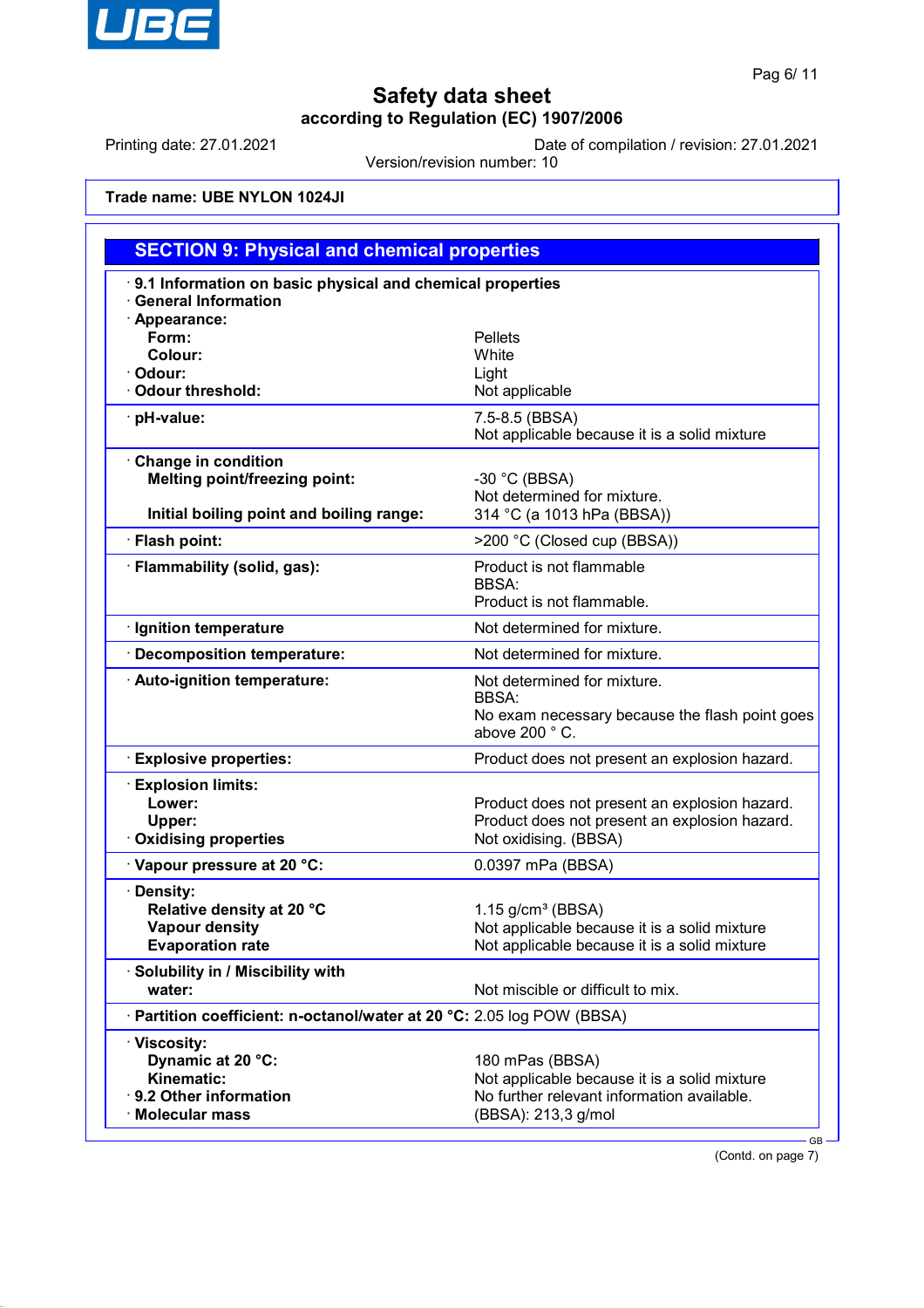# Safety data sheet

**according to Regulation (EC) 1907/2006**

Printing date: 27.01.2021 Date of compilation / revision: 27.01.2021

Version/revision number: 10

**Trade name: UBE NYLON 1024JI**

## SECTION 9: Physical and chemical properties

· **9.1 Information on basic physical and chemical properties**
· **General Information**
· **Appearance:**

| | |
|---|---|
| **Form:** | Pellets |
| **Colour:** | White |
| · **Odour:** | Light |
| · **Odour threshold:** | Not applicable |
| · **pH-value:** | 7.5-8.5 (BBSA)<br>Not applicable because it is a solid mixture |
| · **Change in condition** | |
| **Melting point/freezing point:** | -30 °C (BBSA)<br>Not determined for mixture. |
| **Initial boiling point and boiling range:** | 314 °C (a 1013 hPa (BBSA)) |
| · **Flash point:** | >200 °C (Closed cup (BBSA)) |
| · **Flammability (solid, gas):** | Product is not flammable<br>BBSA:<br>Product is not flammable. |
| · **Ignition temperature** | Not determined for mixture. |
| · **Decomposition temperature:** | Not determined for mixture. |
| · **Auto-ignition temperature:** | Not determined for mixture.<br>BBSA:<br>No exam necessary because the flash point goes above 200 ° C. |
| · **Explosive properties:** | Product does not present an explosion hazard. |
| · **Explosion limits:** | |
| **Lower:** | Product does not present an explosion hazard. |
| **Upper:** | Product does not present an explosion hazard. |
| · **Oxidising properties** | Not oxidising. (BBSA) |
| · **Vapour pressure at 20 °C:** | 0.0397 mPa (BBSA) |
| · **Density:** | |
| **Relative density at 20 °C** | 1.15 g/cm³ (BBSA) |
| **Vapour density** | Not applicable because it is a solid mixture |
| **Evaporation rate** | Not applicable because it is a solid mixture |
| · **Solubility in / Miscibility with** | |
| **water:** | Not miscible or difficult to mix. |
| · **Partition coefficient: n-octanol/water at 20 °C:** | 2.05 log POW (BBSA) |
| · **Viscosity:** | |
| **Dynamic at 20 °C:** | 180 mPas (BBSA) |
| **Kinematic:** | Not applicable because it is a solid mixture |
| · **9.2 Other information** | No further relevant information available. |
| · **Molecular mass** | (BBSA): 213,3 g/mol |

(Contd. on page 7)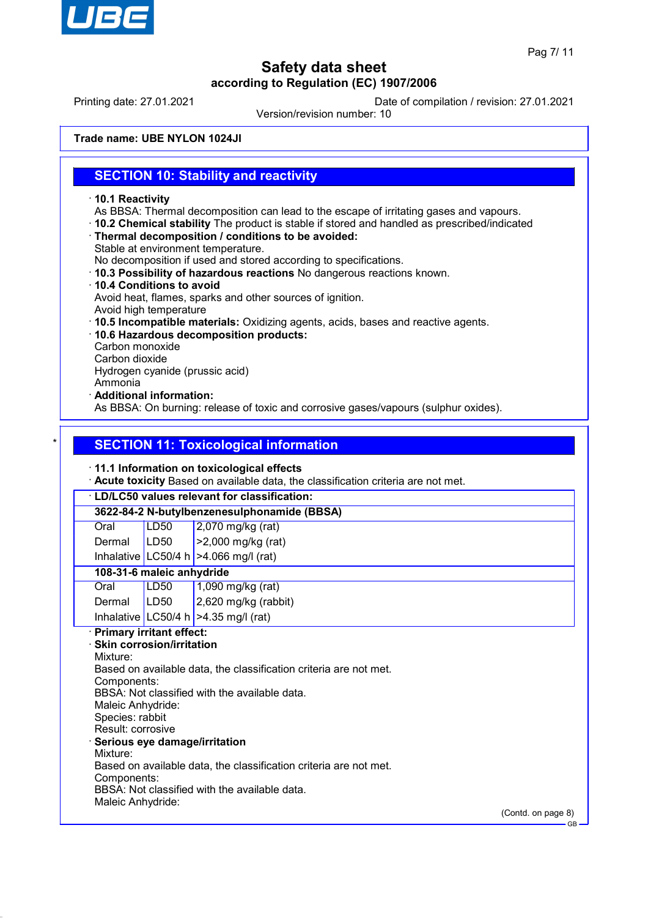Trade name: **UBE NYLON 1024JI**

## SECTION 10: Stability and reactivity

· **10.1 Reactivity**
As BBSA: Thermal decomposition can lead to the escape of irritating gases and vapours.

· **10.2 Chemical stability** The product is stable if stored and handled as prescribed/indicated

· **Thermal decomposition / conditions to be avoided:**
Stable at environment temperature.
No decomposition if used and stored according to specifications.

· **10.3 Possibility of hazardous reactions** No dangerous reactions known.

· **10.4 Conditions to avoid**
Avoid heat, flames, sparks and other sources of ignition.
Avoid high temperature

· **10.5 Incompatible materials:** Oxidizing agents, acids, bases and reactive agents.

· **10.6 Hazardous decomposition products:**
Carbon monoxide
Carbon dioxide
Hydrogen cyanide (prussic acid)
Ammonia

· **Additional information:**
As BBSA: On burning: release of toxic and corrosive gases/vapours (sulphur oxides).

## * SECTION 11: Toxicological information

· **11.1 Information on toxicological effects**

· **Acute toxicity** Based on available data, the classification criteria are not met.

· **LD/LC50 values relevant for classification:**

| | | |
|---|---|---|
| **3622-84-2 N-butylbenzenesulphonamide (BBSA)** | | |
| Oral | LD50 | 2,070 mg/kg (rat) |
| Dermal | LD50 | >2,000 mg/kg (rat) |
| Inhalative | LC50/4 h | >4.066 mg/l (rat) |
| **108-31-6 maleic anhydride** | | |
| Oral | LD50 | 1,090 mg/kg (rat) |
| Dermal | LD50 | 2,620 mg/kg (rabbit) |
| Inhalative | LC50/4 h | >4.35 mg/l (rat) |

· **Primary irritant effect:**

· **Skin corrosion/irritation**
Mixture:
Based on available data, the classification criteria are not met.
Components:
BBSA: Not classified with the available data.
Maleic Anhydride:
Species: rabbit
Result: corrosive

· **Serious eye damage/irritation**
Mixture:
Based on available data, the classification criteria are not met.
Components:
BBSA: Not classified with the available data.
Maleic Anhydride:

(Contd. on page 8)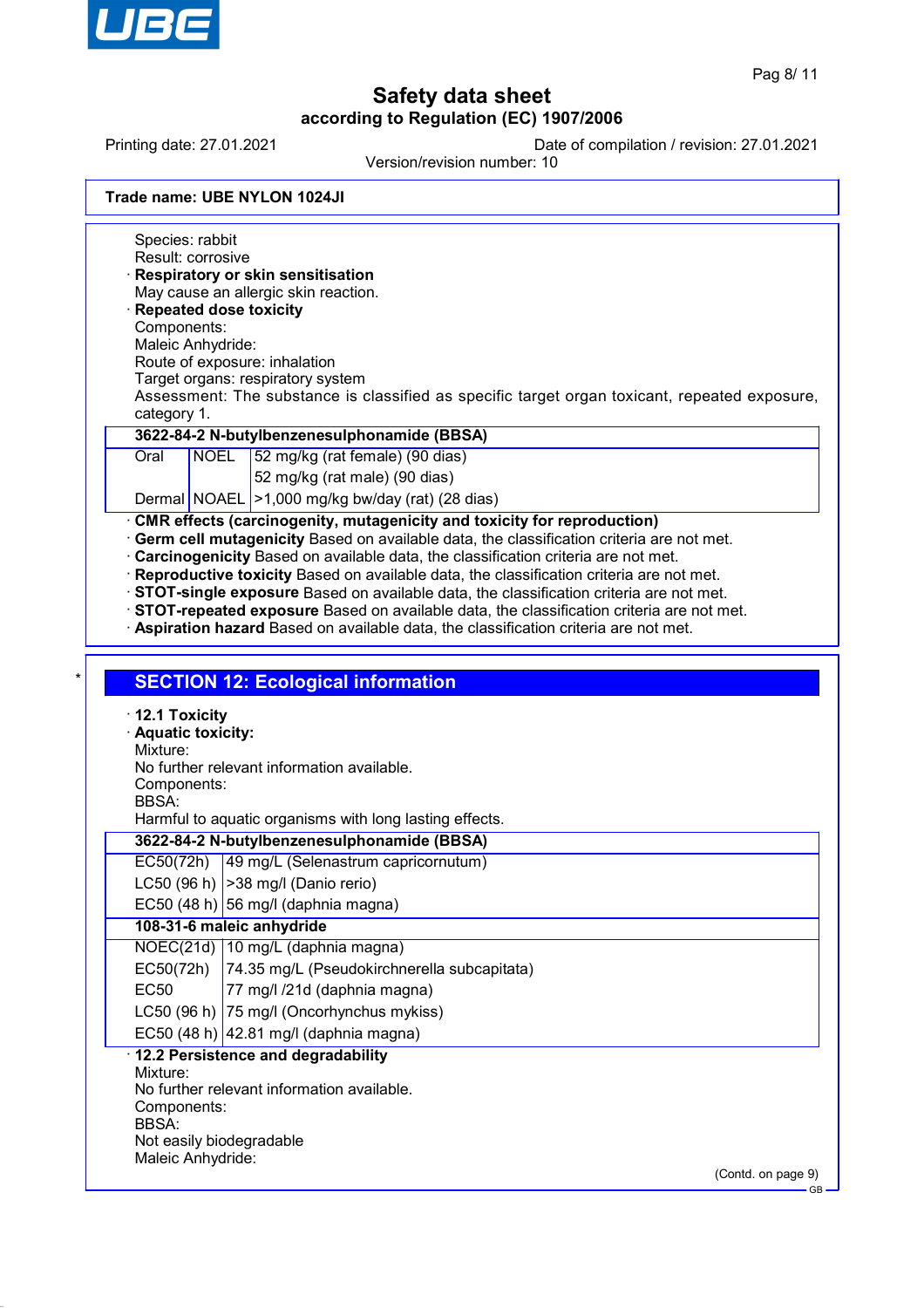Species: rabbit
Result: corrosive

· **Respiratory or skin sensitisation**
May cause an allergic skin reaction.

· **Repeated dose toxicity**
Components:
Maleic Anhydride:
Route of exposure: inhalation
Target organs: respiratory system
Assessment: The substance is classified as specific target organ toxicant, repeated exposure, category 1.

| **3622-84-2 N-butylbenzenesulphonamide (BBSA)** | | |
|---|---|---|
| Oral | NOEL | 52 mg/kg (rat female) (90 dias) |
| | | 52 mg/kg (rat male) (90 dias) |
| Dermal | NOAEL | >1,000 mg/kg bw/day (rat) (28 dias) |

· **CMR effects (carcinogenity, mutagenicity and toxicity for reproduction)**
· **Germ cell mutagenicity** Based on available data, the classification criteria are not met.
· **Carcinogenicity** Based on available data, the classification criteria are not met.
· **Reproductive toxicity** Based on available data, the classification criteria are not met.
· **STOT-single exposure** Based on available data, the classification criteria are not met.
· **STOT-repeated exposure** Based on available data, the classification criteria are not met.
· **Aspiration hazard** Based on available data, the classification criteria are not met.

## SECTION 12: Ecological information

· **12.1 Toxicity**
· **Aquatic toxicity:**
Mixture:
No further relevant information available.
Components:
BBSA:
Harmful to aquatic organisms with long lasting effects.

| **3622-84-2 N-butylbenzenesulphonamide (BBSA)** | |
|---|---|
| EC50(72h) | 49 mg/L (Selenastrum capricornutum) |
| LC50 (96 h) | >38 mg/l (Danio rerio) |
| EC50 (48 h) | 56 mg/l (daphnia magna) |
| **108-31-6 maleic anhydride** | |
| NOEC(21d) | 10 mg/L (daphnia magna) |
| EC50(72h) | 74.35 mg/L (Pseudokirchnerella subcapitata) |
| EC50 | 77 mg/l /21d (daphnia magna) |
| LC50 (96 h) | 75 mg/l (Oncorhynchus mykiss) |
| EC50 (48 h) | 42.81 mg/l (daphnia magna) |

· **12.2 Persistence and degradability**
Mixture:
No further relevant information available.
Components:
BBSA:
Not easily biodegradable
Maleic Anhydride:

(Contd. on page 9)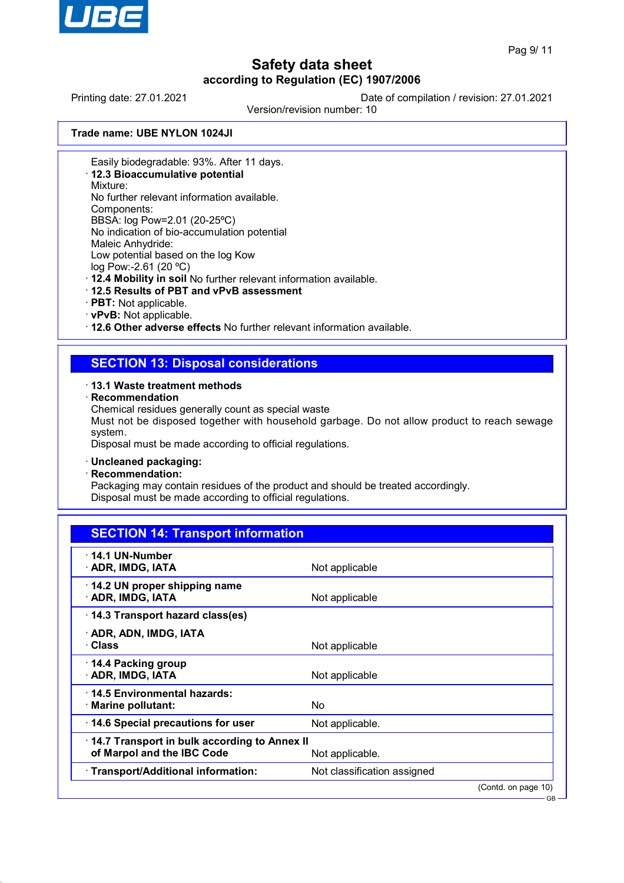**Trade name: UBE NYLON 1024JI**

Easily biodegradable: 93%. After 11 days.

· **12.3 Bioaccumulative potential**
Mixture:
No further relevant information available.
Components:
BBSA: log Pow=2.01 (20-25ºC)
No indication of bio-accumulation potential
Maleic Anhydride:
Low potential based on the log Kow
log Pow:-2.61 (20 ºC)

· **12.4 Mobility in soil** No further relevant information available.

· **12.5 Results of PBT and vPvB assessment**

· **PBT:** Not applicable.

· **vPvB:** Not applicable.

· **12.6 Other adverse effects** No further relevant information available.

## SECTION 13: Disposal considerations

· **13.1 Waste treatment methods**

· **Recommendation**
Chemical residues generally count as special waste
Must not be disposed together with household garbage. Do not allow product to reach sewage system.
Disposal must be made according to official regulations.

· **Uncleaned packaging:**

· **Recommendation:**
Packaging may contain residues of the product and should be treated accordingly.
Disposal must be made according to official regulations.

## SECTION 14: Transport information

| | |
|---|---|
| · **14.1 UN-Number**<br>· **ADR, IMDG, IATA** | Not applicable |
| · **14.2 UN proper shipping name**<br>· **ADR, IMDG, IATA** | Not applicable |
| · **14.3 Transport hazard class(es)**<br><br>· **ADR, ADN, IMDG, IATA**<br>· **Class** | Not applicable |
| · **14.4 Packing group**<br>· **ADR, IMDG, IATA** | Not applicable |
| · **14.5 Environmental hazards:**<br>· **Marine pollutant:** | No |
| · **14.6 Special precautions for user** | Not applicable. |
| · **14.7 Transport in bulk according to Annex II of Marpol and the IBC Code** | Not applicable. |
| · **Transport/Additional information:** | Not classification assigned |

(Contd. on page 10)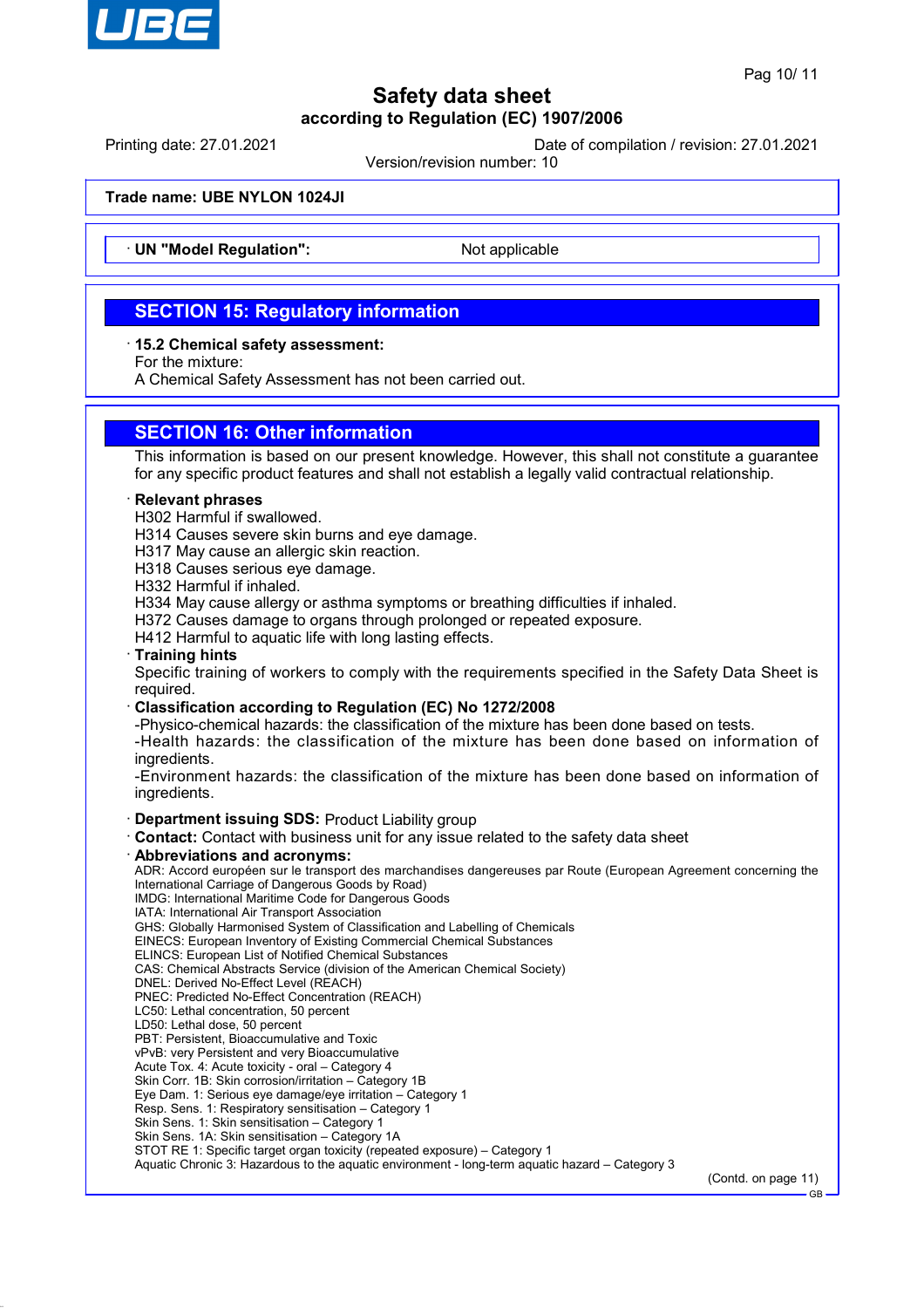Trade name: UBE NYLON 1024JI

· UN "Model Regulation": Not applicable

## SECTION 15: Regulatory information

· **15.2 Chemical safety assessment:**
For the mixture:
A Chemical Safety Assessment has not been carried out.

## SECTION 16: Other information

This information is based on our present knowledge. However, this shall not constitute a guarantee for any specific product features and shall not establish a legally valid contractual relationship.

· **Relevant phrases**
H302 Harmful if swallowed.
H314 Causes severe skin burns and eye damage.
H317 May cause an allergic skin reaction.
H318 Causes serious eye damage.
H332 Harmful if inhaled.
H334 May cause allergy or asthma symptoms or breathing difficulties if inhaled.
H372 Causes damage to organs through prolonged or repeated exposure.
H412 Harmful to aquatic life with long lasting effects.

· **Training hints**
Specific training of workers to comply with the requirements specified in the Safety Data Sheet is required.

· **Classification according to Regulation (EC) No 1272/2008**
-Physico-chemical hazards: the classification of the mixture has been done based on tests.
-Health hazards: the classification of the mixture has been done based on information of ingredients.
-Environment hazards: the classification of the mixture has been done based on information of ingredients.

· **Department issuing SDS:** Product Liability group
· **Contact:** Contact with business unit for any issue related to the safety data sheet
· **Abbreviations and acronyms:**
ADR: Accord européen sur le transport des marchandises dangereuses par Route (European Agreement concerning the International Carriage of Dangerous Goods by Road)
IMDG: International Maritime Code for Dangerous Goods
IATA: International Air Transport Association
GHS: Globally Harmonised System of Classification and Labelling of Chemicals
EINECS: European Inventory of Existing Commercial Chemical Substances
ELINCS: European List of Notified Chemical Substances
CAS: Chemical Abstracts Service (division of the American Chemical Society)
DNEL: Derived No-Effect Level (REACH)
PNEC: Predicted No-Effect Concentration (REACH)
LC50: Lethal concentration, 50 percent
LD50: Lethal dose, 50 percent
PBT: Persistent, Bioaccumulative and Toxic
vPvB: very Persistent and very Bioaccumulative
Acute Tox. 4: Acute toxicity - oral – Category 4
Skin Corr. 1B: Skin corrosion/irritation – Category 1B
Eye Dam. 1: Serious eye damage/eye irritation – Category 1
Resp. Sens. 1: Respiratory sensitisation – Category 1
Skin Sens. 1: Skin sensitisation – Category 1
Skin Sens. 1A: Skin sensitisation – Category 1A
STOT RE 1: Specific target organ toxicity (repeated exposure) – Category 1
Aquatic Chronic 3: Hazardous to the aquatic environment - long-term aquatic hazard – Category 3

(Contd. on page 11)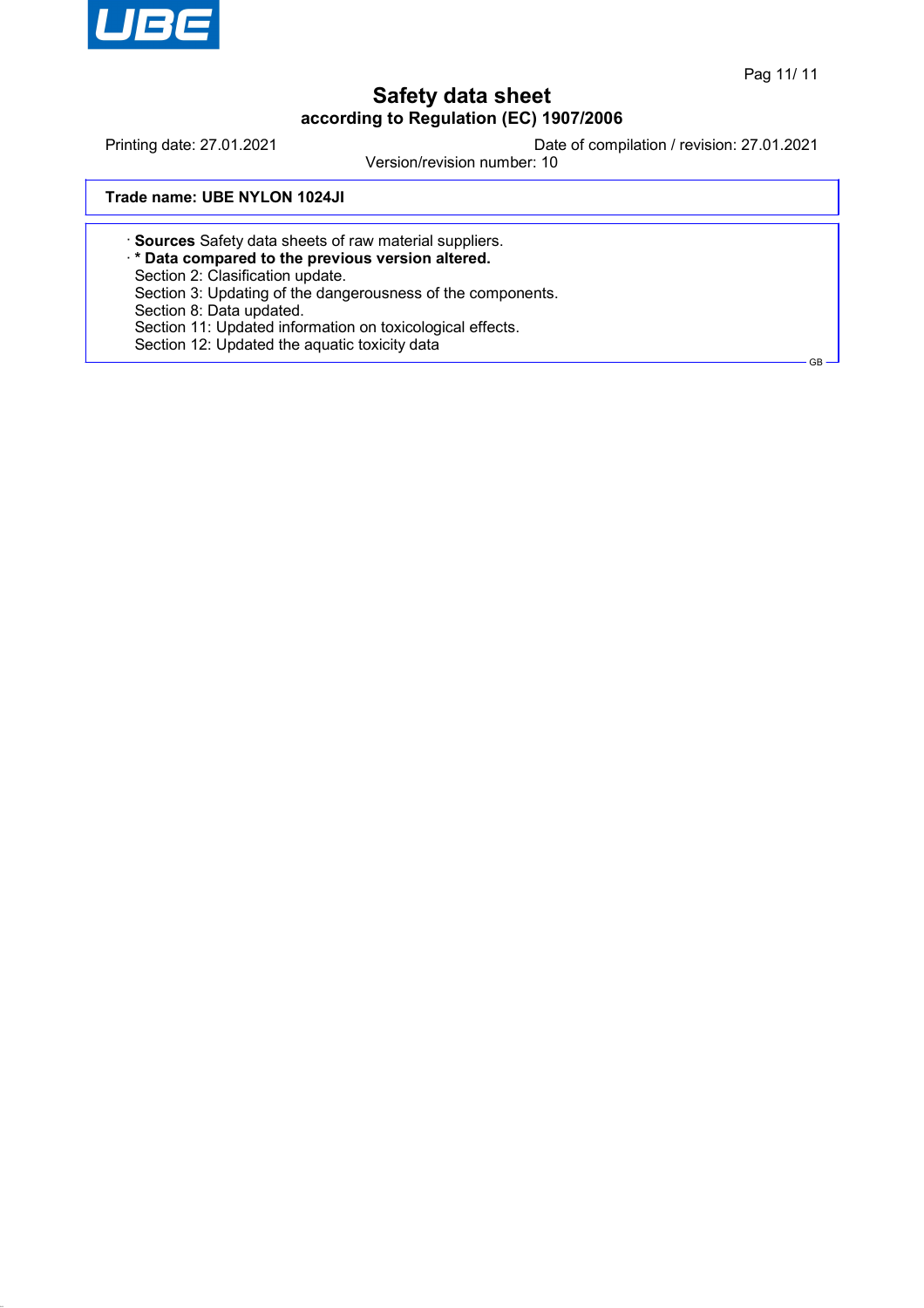Trade name: UBE NYLON 1024JI

· **Sources** Safety data sheets of raw material suppliers.
· **\* Data compared to the previous version altered.**
Section 2: Clasification update.
Section 3: Updating of the dangerousness of the components.
Section 8: Data updated.
Section 11: Updated information on toxicological effects.
Section 12: Updated the aquatic toxicity data